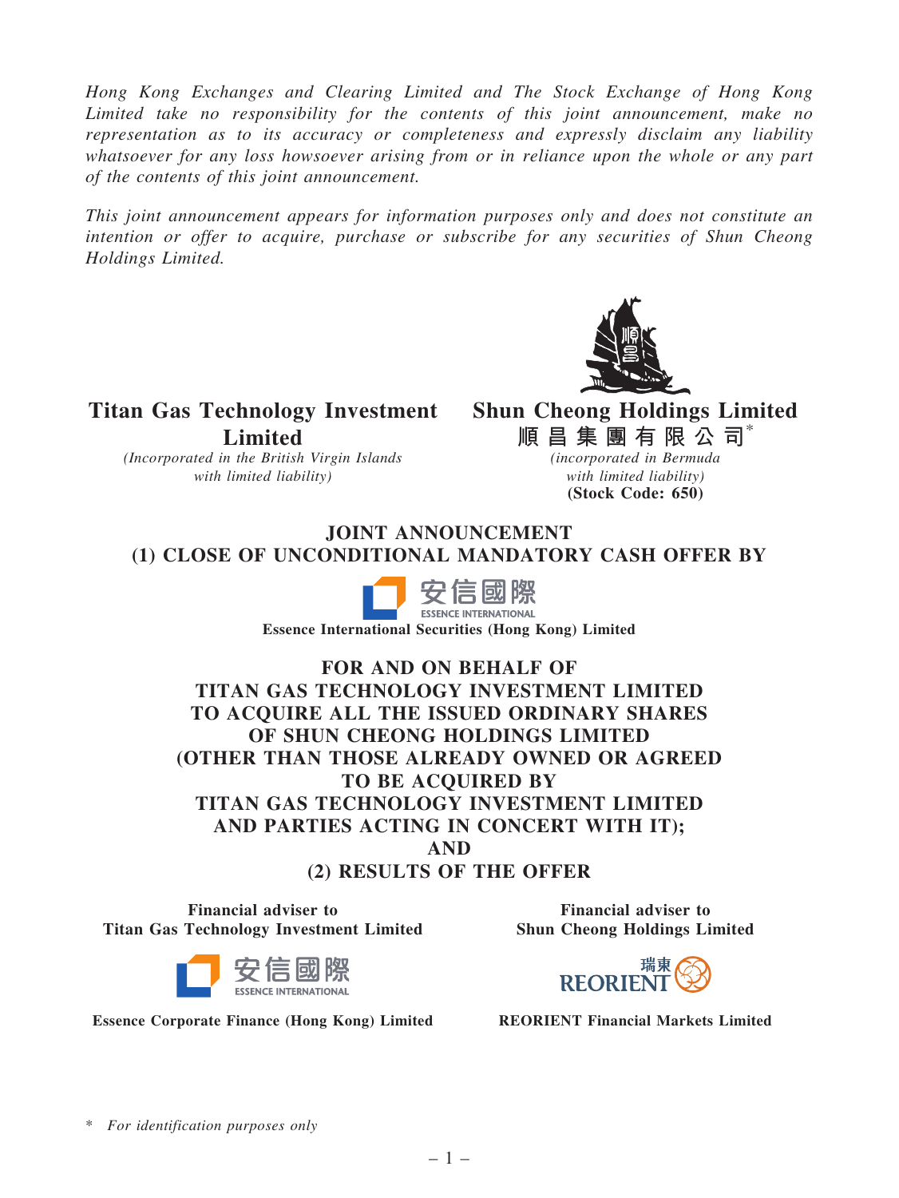*Hong Kong Exchanges and Clearing Limited and The Stock Exchange of Hong Kong Limited take no responsibility for the contents of this joint announcement, make no representation as to its accuracy or completeness and expressly disclaim any liability whatsoever for any loss howsoever arising from or in reliance upon the whole or any part of the contents of this joint announcement.*

*This joint announcement appears for information purposes only and does not constitute an intention or offer to acquire, purchase or subscribe for any securities of Shun Cheong Holdings Limited.*

**Titan Gas Technology Investment Limited**
*(Incorporated in the British Virgin Islands with limited liability)*

**Shun Cheong Holdings Limited**
**順昌集團有限公司***
*(incorporated in Bermuda with limited liability)*
**(Stock Code: 650)**

# JOINT ANNOUNCEMENT
# (1) CLOSE OF UNCONDITIONAL MANDATORY CASH OFFER BY

安信國際 ESSENCE INTERNATIONAL

**Essence International Securities (Hong Kong) Limited**

# FOR AND ON BEHALF OF TITAN GAS TECHNOLOGY INVESTMENT LIMITED TO ACQUIRE ALL THE ISSUED ORDINARY SHARES OF SHUN CHEONG HOLDINGS LIMITED (OTHER THAN THOSE ALREADY OWNED OR AGREED TO BE ACQUIRED BY TITAN GAS TECHNOLOGY INVESTMENT LIMITED AND PARTIES ACTING IN CONCERT WITH IT); AND (2) RESULTS OF THE OFFER

**Financial adviser to Titan Gas Technology Investment Limited**

安信國際 ESSENCE INTERNATIONAL

**Essence Corporate Finance (Hong Kong) Limited**

**Financial adviser to Shun Cheong Holdings Limited**

瑞東 REORIENT

**REORIENT Financial Markets Limited**

\* *For identification purposes only*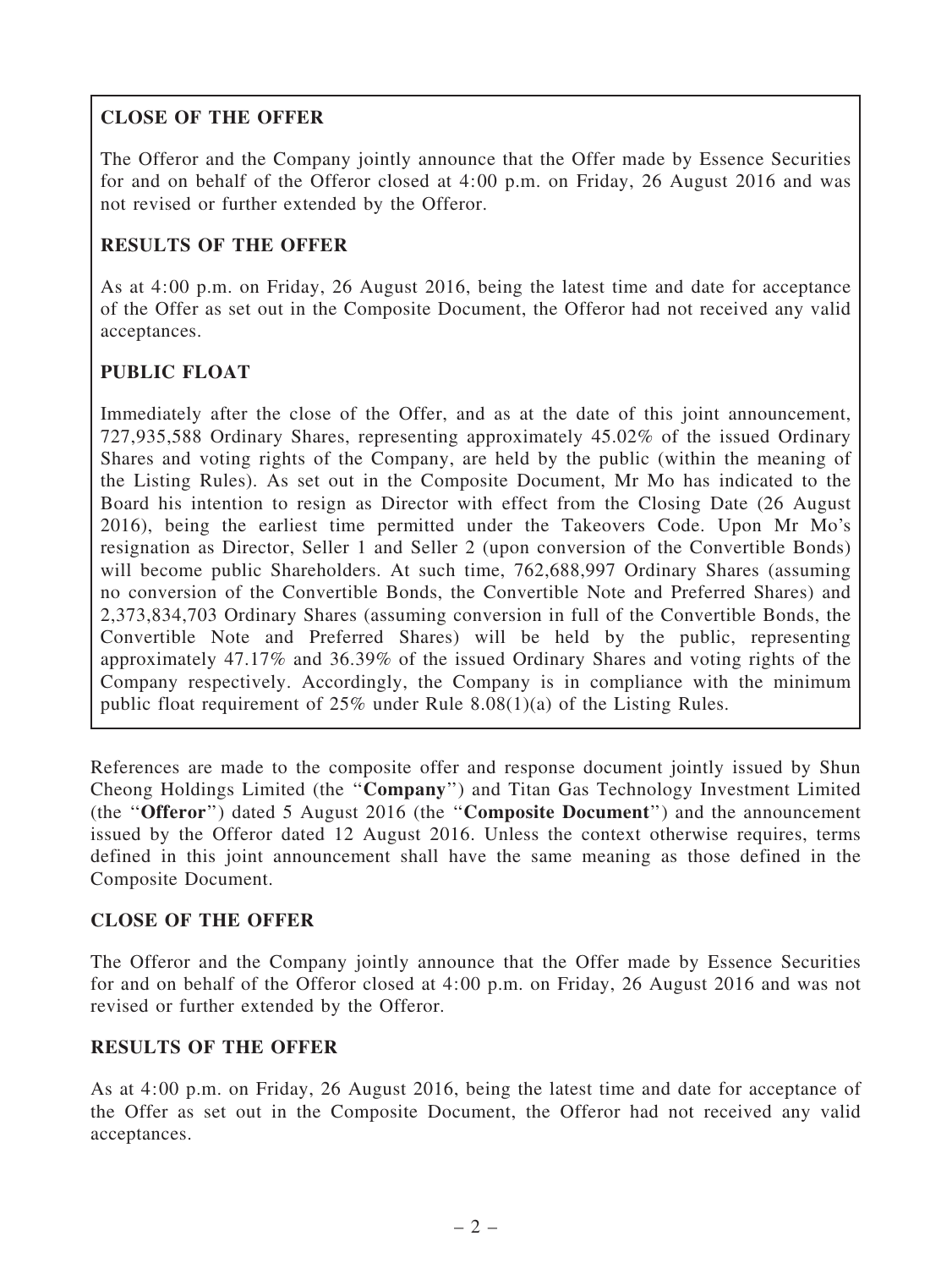**CLOSE OF THE OFFER**

The Offeror and the Company jointly announce that the Offer made by Essence Securities for and on behalf of the Offeror closed at 4:00 p.m. on Friday, 26 August 2016 and was not revised or further extended by the Offeror.

**RESULTS OF THE OFFER**

As at 4:00 p.m. on Friday, 26 August 2016, being the latest time and date for acceptance of the Offer as set out in the Composite Document, the Offeror had not received any valid acceptances.

**PUBLIC FLOAT**

Immediately after the close of the Offer, and as at the date of this joint announcement, 727,935,588 Ordinary Shares, representing approximately 45.02% of the issued Ordinary Shares and voting rights of the Company, are held by the public (within the meaning of the Listing Rules). As set out in the Composite Document, Mr Mo has indicated to the Board his intention to resign as Director with effect from the Closing Date (26 August 2016), being the earliest time permitted under the Takeovers Code. Upon Mr Mo's resignation as Director, Seller 1 and Seller 2 (upon conversion of the Convertible Bonds) will become public Shareholders. At such time, 762,688,997 Ordinary Shares (assuming no conversion of the Convertible Bonds, the Convertible Note and Preferred Shares) and 2,373,834,703 Ordinary Shares (assuming conversion in full of the Convertible Bonds, the Convertible Note and Preferred Shares) will be held by the public, representing approximately 47.17% and 36.39% of the issued Ordinary Shares and voting rights of the Company respectively. Accordingly, the Company is in compliance with the minimum public float requirement of 25% under Rule 8.08(1)(a) of the Listing Rules.

References are made to the composite offer and response document jointly issued by Shun Cheong Holdings Limited (the "**Company**") and Titan Gas Technology Investment Limited (the "**Offeror**") dated 5 August 2016 (the "**Composite Document**") and the announcement issued by the Offeror dated 12 August 2016. Unless the context otherwise requires, terms defined in this joint announcement shall have the same meaning as those defined in the Composite Document.

## CLOSE OF THE OFFER

The Offeror and the Company jointly announce that the Offer made by Essence Securities for and on behalf of the Offeror closed at 4:00 p.m. on Friday, 26 August 2016 and was not revised or further extended by the Offeror.

## RESULTS OF THE OFFER

As at 4:00 p.m. on Friday, 26 August 2016, being the latest time and date for acceptance of the Offer as set out in the Composite Document, the Offeror had not received any valid acceptances.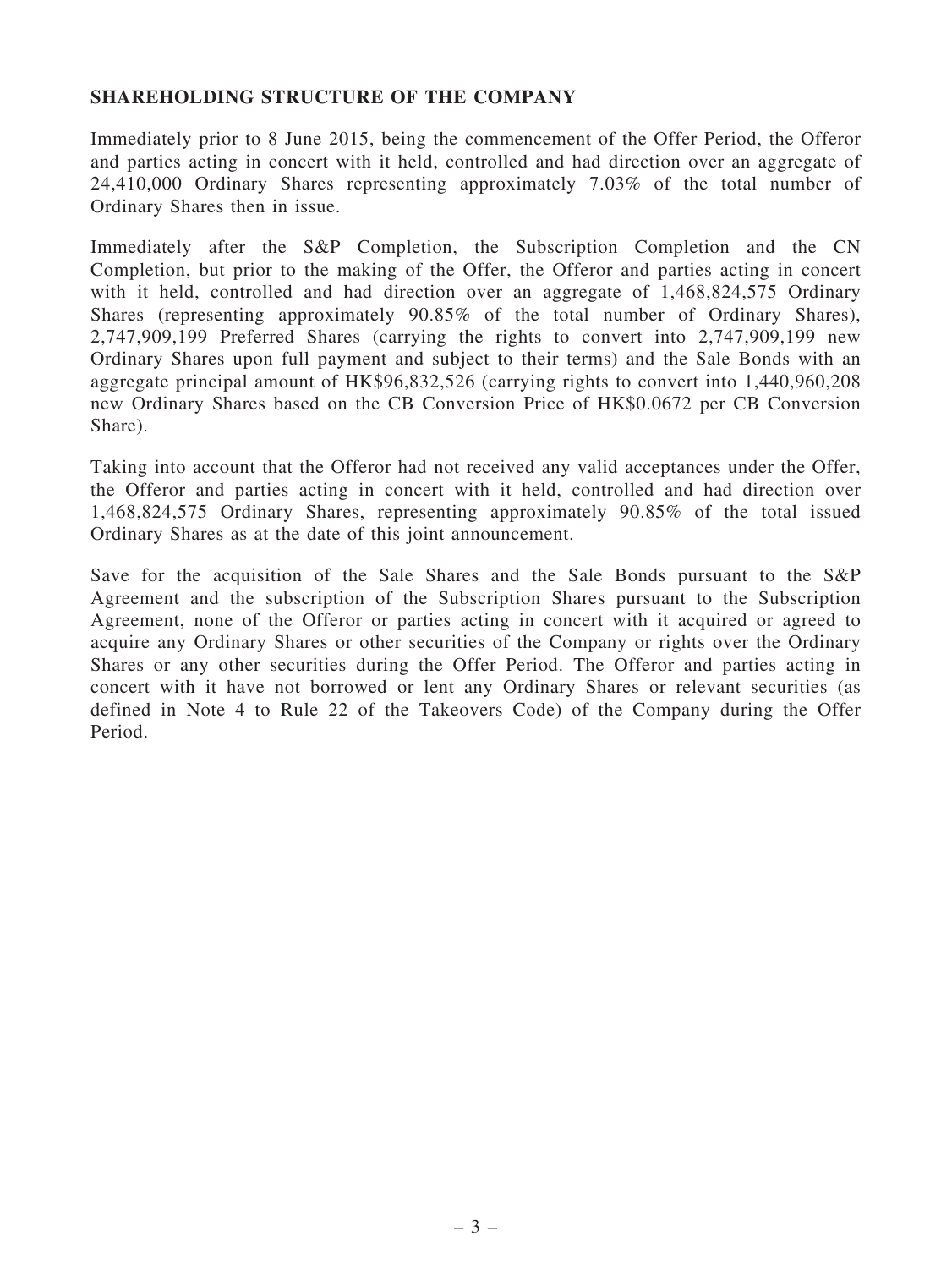## SHAREHOLDING STRUCTURE OF THE COMPANY

Immediately prior to 8 June 2015, being the commencement of the Offer Period, the Offeror and parties acting in concert with it held, controlled and had direction over an aggregate of 24,410,000 Ordinary Shares representing approximately 7.03% of the total number of Ordinary Shares then in issue.

Immediately after the S&P Completion, the Subscription Completion and the CN Completion, but prior to the making of the Offer, the Offeror and parties acting in concert with it held, controlled and had direction over an aggregate of 1,468,824,575 Ordinary Shares (representing approximately 90.85% of the total number of Ordinary Shares), 2,747,909,199 Preferred Shares (carrying the rights to convert into 2,747,909,199 new Ordinary Shares upon full payment and subject to their terms) and the Sale Bonds with an aggregate principal amount of HK$96,832,526 (carrying rights to convert into 1,440,960,208 new Ordinary Shares based on the CB Conversion Price of HK$0.0672 per CB Conversion Share).

Taking into account that the Offeror had not received any valid acceptances under the Offer, the Offeror and parties acting in concert with it held, controlled and had direction over 1,468,824,575 Ordinary Shares, representing approximately 90.85% of the total issued Ordinary Shares as at the date of this joint announcement.

Save for the acquisition of the Sale Shares and the Sale Bonds pursuant to the S&P Agreement and the subscription of the Subscription Shares pursuant to the Subscription Agreement, none of the Offeror or parties acting in concert with it acquired or agreed to acquire any Ordinary Shares or other securities of the Company or rights over the Ordinary Shares or any other securities during the Offer Period. The Offeror and parties acting in concert with it have not borrowed or lent any Ordinary Shares or relevant securities (as defined in Note 4 to Rule 22 of the Takeovers Code) of the Company during the Offer Period.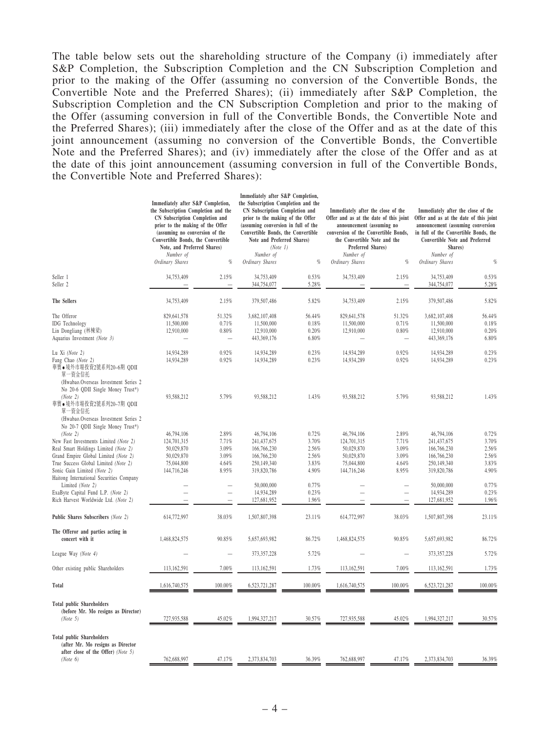The table below sets out the shareholding structure of the Company (i) immediately after S&P Completion, the Subscription Completion and the CN Subscription Completion and prior to the making of the Offer (assuming no conversion of the Convertible Bonds, the Convertible Note and the Preferred Shares); (ii) immediately after S&P Completion, the Subscription Completion and the CN Subscription Completion and prior to the making of the Offer (assuming conversion in full of the Convertible Bonds, the Convertible Note and the Preferred Shares); (iii) immediately after the close of the Offer and as at the date of this joint announcement (assuming no conversion of the Convertible Bonds, the Convertible Note and the Preferred Shares); and (iv) immediately after the close of the Offer and as at the date of this joint announcement (assuming conversion in full of the Convertible Bonds, the Convertible Note and Preferred Shares):

| | Immediately after S&P Completion, the Subscription Completion and the CN Subscription Completion and prior to the making of the Offer (assuming no conversion of the Convertible Bonds, the Convertible Note, and Preferred Shares) | | Immediately after S&P Completion, the Subscription Completion and the CN Subscription Completion and prior to the making of the Offer (assuming conversion in full of the Convertible Bonds, the Convertible Note and Preferred Shares) *(Note 1)* | | Immediately after the close of the Offer and as at the date of this joint announcement (assuming no conversion of the Convertible Bonds, the Convertible Note and the Preferred Shares) | | Immediately after the close of the Offer and as at the date of this joint announcement (assuming conversion in full of the Convertible Bonds, the Convertible Note and Preferred Shares) | |
|---|---|---|---|---|---|---|---|---|
| | *Number of Ordinary Shares* | *%* | *Number of Ordinary Shares* | *%* | *Number of Ordinary Shares* | *%* | *Number of Ordinary Shares* | *%* |
| Seller 1 | 34,753,409 | 2.15% | 34,753,409 | 0.53% | 34,753,409 | 2.15% | 34,753,409 | 0.53% |
| Seller 2 | — | — | 344,754,077 | 5.28% | — | — | 344,754,077 | 5.28% |
| **The Sellers** | 34,753,409 | 2.15% | 379,507,486 | 5.82% | 34,753,409 | 2.15% | 379,507,486 | 5.82% |
| The Offeror | 829,641,578 | 51.32% | 3,682,107,408 | 56.44% | 829,641,578 | 51.32% | 3,682,107,408 | 56.44% |
| IDG Technology | 11,500,000 | 0.71% | 11,500,000 | 0.18% | 11,500,000 | 0.71% | 11,500,000 | 0.18% |
| Lin Dongliang (林棟梁) | 12,910,000 | 0.80% | 12,910,000 | 0.20% | 12,910,000 | 0.80% | 12,910,000 | 0.20% |
| Aquarius Investment *(Note 3)* | — | — | 443,369,176 | 6.80% | — | — | 443,369,176 | 6.80% |
| Lu Xi *(Note 2)* | 14,934,289 | 0.92% | 14,934,289 | 0.23% | 14,934,289 | 0.92% | 14,934,289 | 0.23% |
| Fang Chao *(Note 2)* | 14,934,289 | 0.92% | 14,934,289 | 0.23% | 14,934,289 | 0.92% | 14,934,289 | 0.23% |
| 華寶•境外市場投資2號系列20-6期 QDII 單一資金信托 (Hwabao.Overseas Investment Series 2 No 20-6 QDII Single Money Trust*) *(Note 2)* | 93,588,212 | 5.79% | 93,588,212 | 1.43% | 93,588,212 | 5.79% | 93,588,212 | 1.43% |
| 華寶•境外市場投資2號系列20-7期 QDII 單一資金信托 (Hwabao.Overseas Investment Series 2 No 20-7 QDII Single Money Trust*) *(Note 2)* | 46,794,106 | 2.89% | 46,794,106 | 0.72% | 46,794,106 | 2.89% | 46,794,106 | 0.72% |
| New Fast Investments Limited *(Note 2)* | 124,701,315 | 7.71% | 241,437,675 | 3.70% | 124,701,315 | 7.71% | 241,437,675 | 3.70% |
| Real Smart Holdings Limited *(Note 2)* | 50,029,870 | 3.09% | 166,766,230 | 2.56% | 50,029,870 | 3.09% | 166,766,230 | 2.56% |
| Grand Empire Global Limited *(Note 2)* | 50,029,870 | 3.09% | 166,766,230 | 2.56% | 50,029,870 | 3.09% | 166,766,230 | 2.56% |
| True Success Global Limited *(Note 2)* | 75,044,800 | 4.64% | 250,149,340 | 3.83% | 75,044,800 | 4.64% | 250,149,340 | 3.83% |
| Sonic Gain Limited *(Note 2)* | 144,716,246 | 8.95% | 319,820,786 | 4.90% | 144,716,246 | 8.95% | 319,820,786 | 4.90% |
| Haitong International Securities Company Limited *(Note 2)* | — | — | 50,000,000 | 0.77% | — | — | 50,000,000 | 0.77% |
| ExaByte Capital Fund L.P. *(Note 2)* | — | — | 14,934,289 | 0.23% | — | — | 14,934,289 | 0.23% |
| Rich Harvest Worldwide Ltd. *(Note 2)* | — | — | 127,681,952 | 1.96% | — | — | 127,681,952 | 1.96% |
| **Public Shares Subscribers** *(Note 2)* | 614,772,997 | 38.03% | 1,507,807,398 | 23.11% | 614,772,997 | 38.03% | 1,507,807,398 | 23.11% |
| **The Offeror and parties acting in concert with it** | 1,468,824,575 | 90.85% | 5,657,693,982 | 86.72% | 1,468,824,575 | 90.85% | 5,657,693,982 | 86.72% |
| League Way *(Note 4)* | — | — | 373,357,228 | 5.72% | — | — | 373,357,228 | 5.72% |
| Other existing public Shareholders | 113,162,591 | 7.00% | 113,162,591 | 1.73% | 113,162,591 | 7.00% | 113,162,591 | 1.73% |
| **Total** | 1,616,740,575 | 100.00% | 6,523,721,287 | 100.00% | 1,616,740,575 | 100.00% | 6,523,721,287 | 100.00% |
| **Total public Shareholders (before Mr. Mo resigns as Director)** *(Note 5)* | 727,935,588 | 45.02% | 1,994,327,217 | 30.57% | 727,935,588 | 45.02% | 1,994,327,217 | 30.57% |
| **Total public Shareholders (after Mr. Mo resigns as Director after close of the Offer)** *(Note 5)* *(Note 6)* | 762,688,997 | 47.17% | 2,373,834,703 | 36.39% | 762,688,997 | 47.17% | 2,373,834,703 | 36.39% |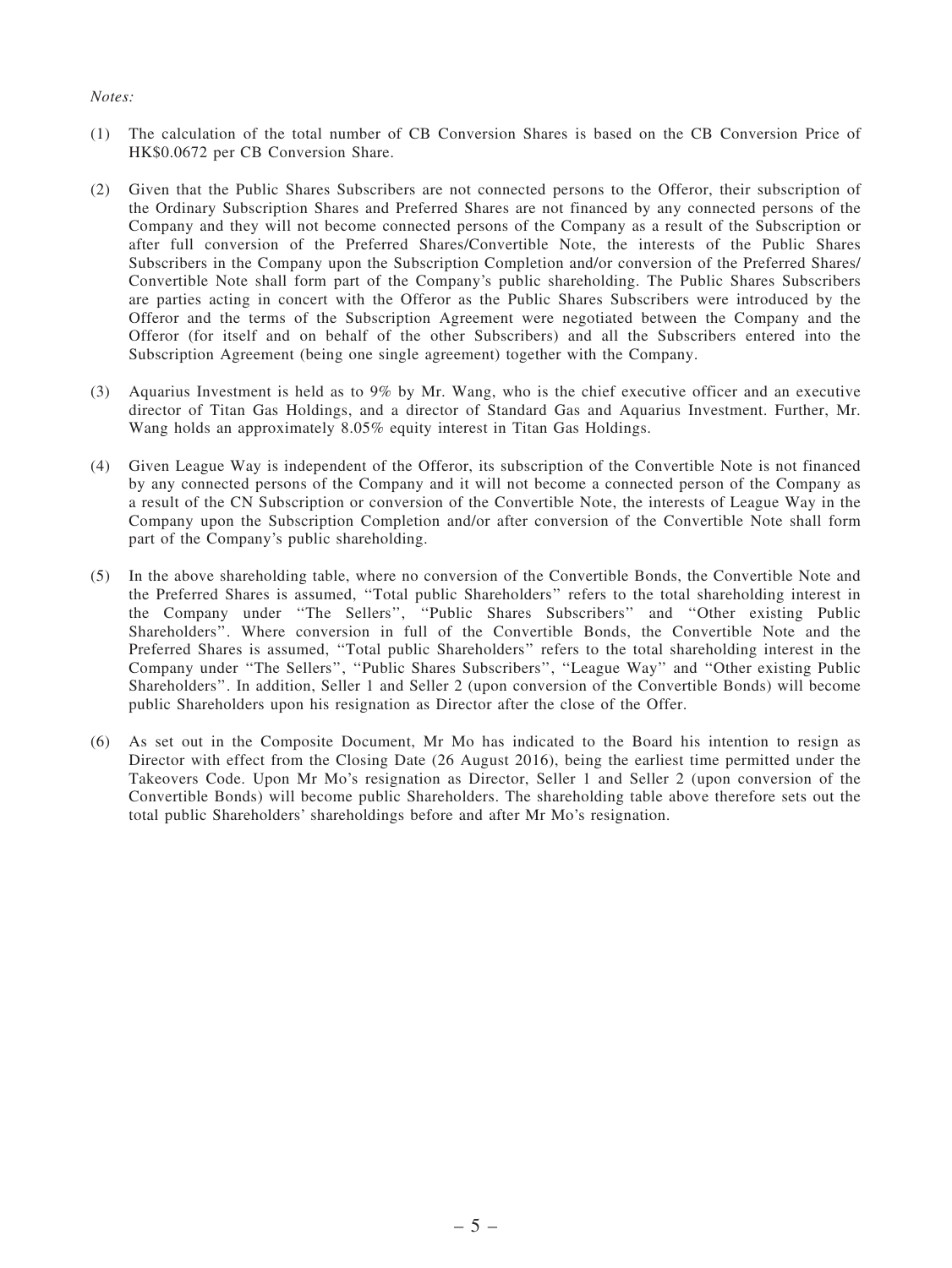*Notes:*

(1) The calculation of the total number of CB Conversion Shares is based on the CB Conversion Price of HK$0.0672 per CB Conversion Share.

(2) Given that the Public Shares Subscribers are not connected persons to the Offeror, their subscription of the Ordinary Subscription Shares and Preferred Shares are not financed by any connected persons of the Company and they will not become connected persons of the Company as a result of the Subscription or after full conversion of the Preferred Shares/Convertible Note, the interests of the Public Shares Subscribers in the Company upon the Subscription Completion and/or conversion of the Preferred Shares/ Convertible Note shall form part of the Company's public shareholding. The Public Shares Subscribers are parties acting in concert with the Offeror as the Public Shares Subscribers were introduced by the Offeror and the terms of the Subscription Agreement were negotiated between the Company and the Offeror (for itself and on behalf of the other Subscribers) and all the Subscribers entered into the Subscription Agreement (being one single agreement) together with the Company.

(3) Aquarius Investment is held as to 9% by Mr. Wang, who is the chief executive officer and an executive director of Titan Gas Holdings, and a director of Standard Gas and Aquarius Investment. Further, Mr. Wang holds an approximately 8.05% equity interest in Titan Gas Holdings.

(4) Given League Way is independent of the Offeror, its subscription of the Convertible Note is not financed by any connected persons of the Company and it will not become a connected person of the Company as a result of the CN Subscription or conversion of the Convertible Note, the interests of League Way in the Company upon the Subscription Completion and/or after conversion of the Convertible Note shall form part of the Company's public shareholding.

(5) In the above shareholding table, where no conversion of the Convertible Bonds, the Convertible Note and the Preferred Shares is assumed, "Total public Shareholders" refers to the total shareholding interest in the Company under "The Sellers", "Public Shares Subscribers" and "Other existing Public Shareholders". Where conversion in full of the Convertible Bonds, the Convertible Note and the Preferred Shares is assumed, "Total public Shareholders" refers to the total shareholding interest in the Company under "The Sellers", "Public Shares Subscribers", "League Way" and "Other existing Public Shareholders". In addition, Seller 1 and Seller 2 (upon conversion of the Convertible Bonds) will become public Shareholders upon his resignation as Director after the close of the Offer.

(6) As set out in the Composite Document, Mr Mo has indicated to the Board his intention to resign as Director with effect from the Closing Date (26 August 2016), being the earliest time permitted under the Takeovers Code. Upon Mr Mo's resignation as Director, Seller 1 and Seller 2 (upon conversion of the Convertible Bonds) will become public Shareholders. The shareholding table above therefore sets out the total public Shareholders' shareholdings before and after Mr Mo's resignation.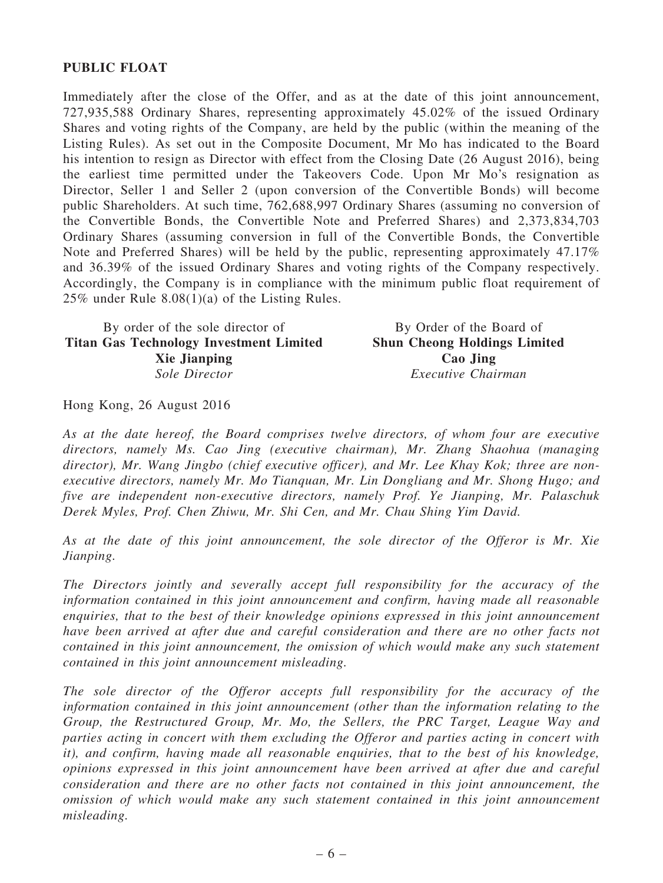## PUBLIC FLOAT

Immediately after the close of the Offer, and as at the date of this joint announcement, 727,935,588 Ordinary Shares, representing approximately 45.02% of the issued Ordinary Shares and voting rights of the Company, are held by the public (within the meaning of the Listing Rules). As set out in the Composite Document, Mr Mo has indicated to the Board his intention to resign as Director with effect from the Closing Date (26 August 2016), being the earliest time permitted under the Takeovers Code. Upon Mr Mo's resignation as Director, Seller 1 and Seller 2 (upon conversion of the Convertible Bonds) will become public Shareholders. At such time, 762,688,997 Ordinary Shares (assuming no conversion of the Convertible Bonds, the Convertible Note and Preferred Shares) and 2,373,834,703 Ordinary Shares (assuming conversion in full of the Convertible Bonds, the Convertible Note and Preferred Shares) will be held by the public, representing approximately 47.17% and 36.39% of the issued Ordinary Shares and voting rights of the Company respectively. Accordingly, the Company is in compliance with the minimum public float requirement of 25% under Rule 8.08(1)(a) of the Listing Rules.

By order of the sole director of
**Titan Gas Technology Investment Limited**
**Xie Jianping**
*Sole Director*

By Order of the Board of
**Shun Cheong Holdings Limited**
**Cao Jing**
*Executive Chairman*

Hong Kong, 26 August 2016

*As at the date hereof, the Board comprises twelve directors, of whom four are executive directors, namely Ms. Cao Jing (executive chairman), Mr. Zhang Shaohua (managing director), Mr. Wang Jingbo (chief executive officer), and Mr. Lee Khay Kok; three are non-executive directors, namely Mr. Mo Tianquan, Mr. Lin Dongliang and Mr. Shong Hugo; and five are independent non-executive directors, namely Prof. Ye Jianping, Mr. Palaschuk Derek Myles, Prof. Chen Zhiwu, Mr. Shi Cen, and Mr. Chau Shing Yim David.*

*As at the date of this joint announcement, the sole director of the Offeror is Mr. Xie Jianping.*

*The Directors jointly and severally accept full responsibility for the accuracy of the information contained in this joint announcement and confirm, having made all reasonable enquiries, that to the best of their knowledge opinions expressed in this joint announcement have been arrived at after due and careful consideration and there are no other facts not contained in this joint announcement, the omission of which would make any such statement contained in this joint announcement misleading.*

*The sole director of the Offeror accepts full responsibility for the accuracy of the information contained in this joint announcement (other than the information relating to the Group, the Restructured Group, Mr. Mo, the Sellers, the PRC Target, League Way and parties acting in concert with them excluding the Offeror and parties acting in concert with it), and confirm, having made all reasonable enquiries, that to the best of his knowledge, opinions expressed in this joint announcement have been arrived at after due and careful consideration and there are no other facts not contained in this joint announcement, the omission of which would make any such statement contained in this joint announcement misleading.*